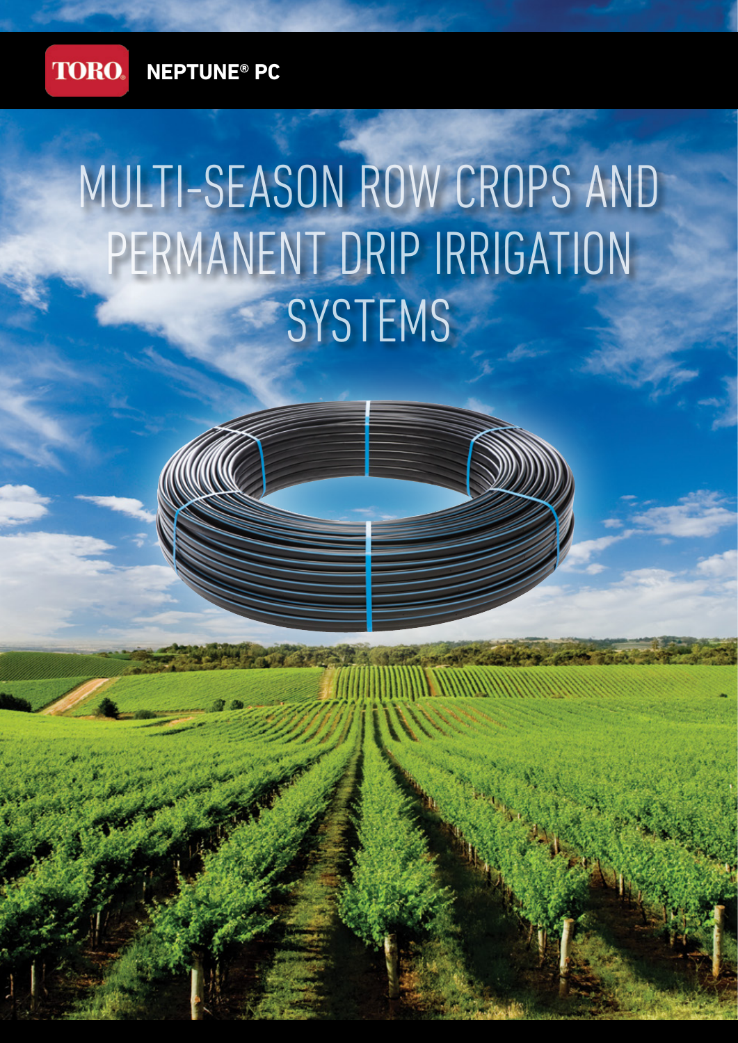TORO NEPTUNE® PC

# MULTI-SEASON ROW CROPS AND PERMANENT DRIP IRRIGATION SYSTEMS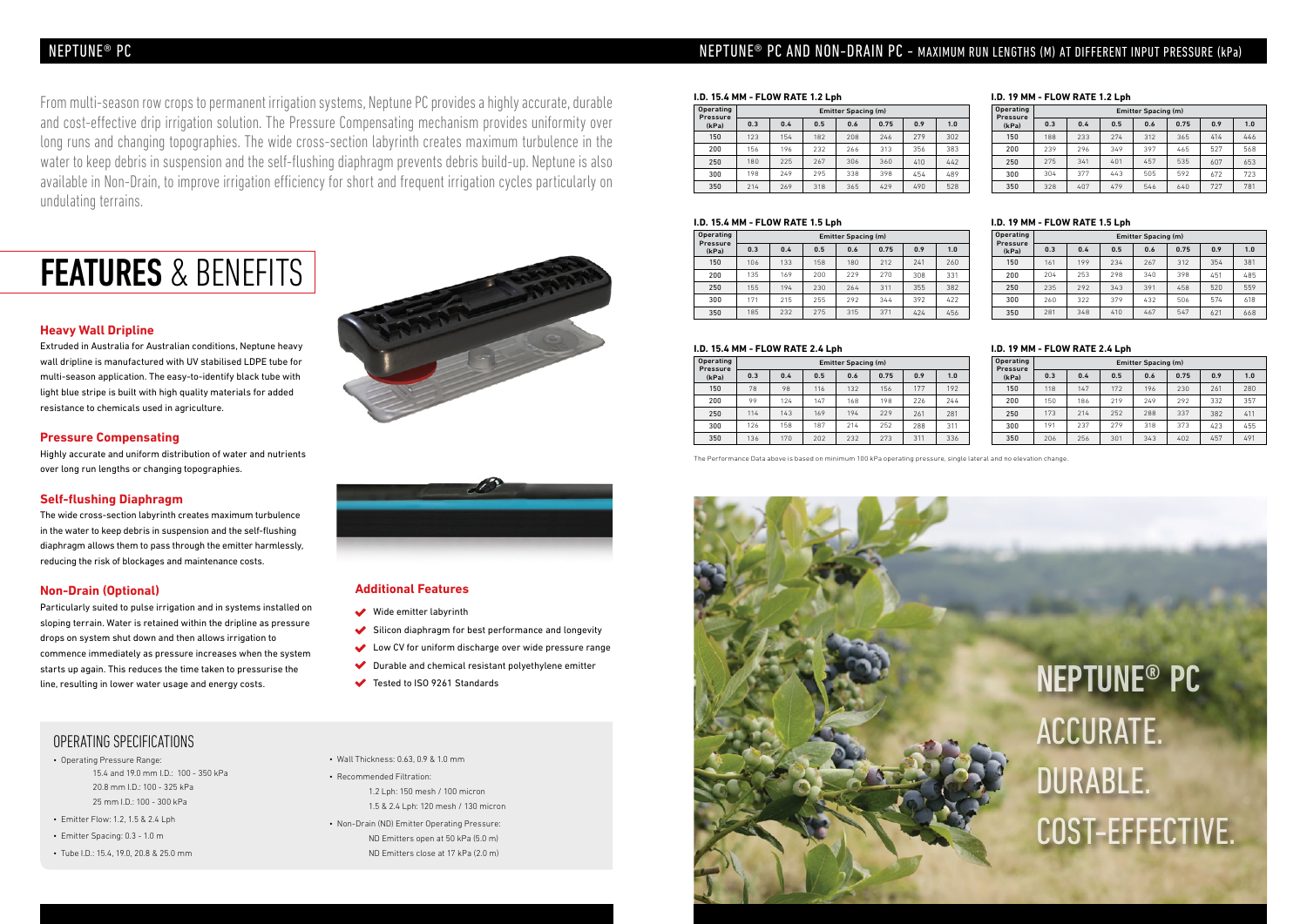# NEPTUNE® PC

From multi-season row crops to permanent irrigation systems, Neptune PC provides a highly accurate, durable and cost-effective drip irrigation solution. The Pressure Compensating mechanism provides uniformity over long runs and changing topographies. The wide cross-section labyrinth creates maximum turbulence in the water to keep debris in suspension and the self-flushing diaphragm prevents debris build-up. Neptune is also available in Non-Drain, to improve irrigation efficiency for short and frequent irrigation cycles particularly on undulating terrains.

## FEATURES & BENEFITS

### Heavy Wall Dripline

Extruded in Australia for Australian conditions, Neptune heavy wall dripline is manufactured with UV stabilised LDPE tube for multi-season application. The easy-to-identify black tube with light blue stripe is built with high quality materials for added resistance to chemicals used in agriculture.

### Pressure Compensating

Highly accurate and uniform distribution of water and nutrients over long run lengths or changing topographies.

### Self-flushing Diaphragm

The wide cross-section labyrinth creates maximum turbulence in the water to keep debris in suspension and the self-flushing diaphragm allows them to pass through the emitter harmlessly, reducing the risk of blockages and maintenance costs.

### Non-Drain (Optional)

Particularly suited to pulse irrigation and in systems installed on sloping terrain. Water is retained within the dripline as pressure drops on system shut down and then allows irrigation to commence immediately as pressure increases when the system starts up again. This reduces the time taken to pressurise the line, resulting in lower water usage and energy costs.

### Additional Features

- Wide emitter labyrinth
- Silicon diaphragm for best performance and longevity
- Low CV for uniform discharge over wide pressure range
- Durable and chemical resistant polyethylene emitter
- Tested to ISO 9261 Standards

## OPERATING SPECIFICATIONS

- Operating Pressure Range:
  - 15.4 and 19.0 mm I.D.: 100 - 350 kPa
  - 20.8 mm I.D.: 100 - 325 kPa
  - 25 mm I.D.: 100 - 300 kPa
- Emitter Flow: 1.2, 1.5 & 2.4 Lph
- Emitter Spacing: 0.3 - 1.0 m
- Tube I.D.: 15.4, 19.0, 20.8 & 25.0 mm
- Wall Thickness: 0.63, 0.9 & 1.0 mm
- Recommended Filtration:
  - 1.2 Lph: 150 mesh / 100 micron
  - 1.5 & 2.4 Lph: 120 mesh / 130 micron
- Non-Drain (ND) Emitter Operating Pressure:
  - ND Emitters open at 50 kPa (5.0 m)
  - ND Emitters close at 17 kPa (2.0 m)

## NEPTUNE® PC AND NON-DRAIN PC - MAXIMUM RUN LENGTHS (M) AT DIFFERENT INPUT PRESSURE (kPa)

**I.D. 15.4 MM - FLOW RATE 1.2 Lph**

| Operating Pressure (kPa) | Emitter Spacing (m) | | | | | | |
|---|---|---|---|---|---|---|---|
| | 0.3 | 0.4 | 0.5 | 0.6 | 0.75 | 0.9 | 1.0 |
| 150 | 123 | 154 | 182 | 208 | 246 | 279 | 302 |
| 200 | 156 | 196 | 232 | 266 | 313 | 356 | 383 |
| 250 | 180 | 225 | 267 | 306 | 360 | 410 | 442 |
| 300 | 198 | 249 | 295 | 338 | 398 | 454 | 489 |
| 350 | 214 | 269 | 318 | 365 | 429 | 490 | 528 |

**I.D. 19 MM - FLOW RATE 1.2 Lph**

| Operating Pressure (kPa) | Emitter Spacing (m) | | | | | | |
|---|---|---|---|---|---|---|---|
| | 0.3 | 0.4 | 0.5 | 0.6 | 0.75 | 0.9 | 1.0 |
| 150 | 188 | 233 | 274 | 312 | 365 | 414 | 446 |
| 200 | 239 | 296 | 349 | 397 | 465 | 527 | 568 |
| 250 | 275 | 341 | 401 | 457 | 535 | 607 | 653 |
| 300 | 304 | 377 | 443 | 505 | 592 | 672 | 723 |
| 350 | 328 | 407 | 479 | 546 | 640 | 727 | 781 |

**I.D. 15.4 MM - FLOW RATE 1.5 Lph**

| Operating Pressure (kPa) | Emitter Spacing (m) | | | | | | |
|---|---|---|---|---|---|---|---|
| | 0.3 | 0.4 | 0.5 | 0.6 | 0.75 | 0.9 | 1.0 |
| 150 | 106 | 133 | 158 | 180 | 212 | 241 | 260 |
| 200 | 135 | 169 | 200 | 229 | 270 | 308 | 331 |
| 250 | 155 | 194 | 230 | 264 | 311 | 355 | 382 |
| 300 | 171 | 215 | 255 | 292 | 344 | 392 | 422 |
| 350 | 185 | 232 | 275 | 315 | 371 | 424 | 456 |

**I.D. 19 MM - FLOW RATE 1.5 Lph**

| Operating Pressure (kPa) | Emitter Spacing (m) | | | | | | |
|---|---|---|---|---|---|---|---|
| | 0.3 | 0.4 | 0.5 | 0.6 | 0.75 | 0.9 | 1.0 |
| 150 | 161 | 199 | 234 | 267 | 312 | 354 | 381 |
| 200 | 204 | 253 | 298 | 340 | 398 | 451 | 485 |
| 250 | 235 | 292 | 343 | 391 | 458 | 520 | 559 |
| 300 | 260 | 322 | 379 | 432 | 506 | 574 | 618 |
| 350 | 281 | 348 | 410 | 467 | 547 | 621 | 668 |

**I.D. 15.4 MM - FLOW RATE 2.4 Lph**

| Operating Pressure (kPa) | Emitter Spacing (m) | | | | | | |
|---|---|---|---|---|---|---|---|
| | 0.3 | 0.4 | 0.5 | 0.6 | 0.75 | 0.9 | 1.0 |
| 150 | 78 | 98 | 116 | 132 | 156 | 177 | 192 |
| 200 | 99 | 124 | 147 | 168 | 198 | 226 | 244 |
| 250 | 114 | 143 | 169 | 194 | 229 | 261 | 281 |
| 300 | 126 | 158 | 187 | 214 | 252 | 288 | 311 |
| 350 | 136 | 170 | 202 | 232 | 273 | 311 | 336 |

**I.D. 19 MM - FLOW RATE 2.4 Lph**

| Operating Pressure (kPa) | Emitter Spacing (m) | | | | | | |
|---|---|---|---|---|---|---|---|
| | 0.3 | 0.4 | 0.5 | 0.6 | 0.75 | 0.9 | 1.0 |
| 150 | 118 | 147 | 172 | 196 | 230 | 261 | 280 |
| 200 | 150 | 186 | 219 | 249 | 292 | 332 | 357 |
| 250 | 173 | 214 | 252 | 288 | 337 | 382 | 411 |
| 300 | 191 | 237 | 279 | 318 | 373 | 423 | 455 |
| 350 | 206 | 256 | 301 | 343 | 402 | 457 | 491 |

The Performance Data above is based on minimum 100 kPa operating pressure, single lateral and no elevation change.

NEPTUNE® PC
ACCURATE.
DURABLE.
COST-EFFECTIVE.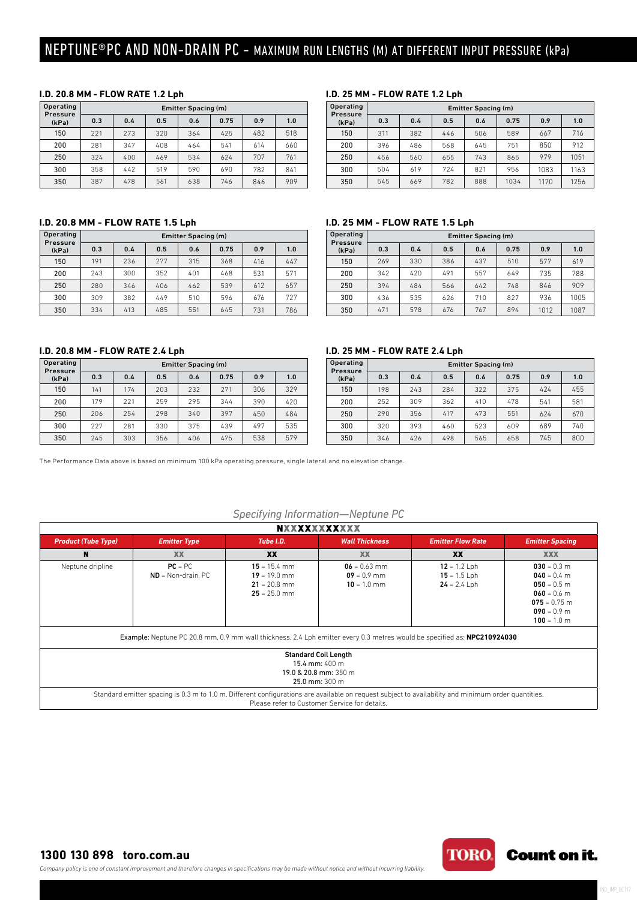# NEPTUNE®PC AND NON-DRAIN PC - MAXIMUM RUN LENGTHS (M) AT DIFFERENT INPUT PRESSURE (kPa)

### I.D. 20.8 MM - FLOW RATE 1.2 Lph

| Operating Pressure (kPa) | Emitter Spacing (m) | | | | | | |
|---|---|---|---|---|---|---|---|
| | 0.3 | 0.4 | 0.5 | 0.6 | 0.75 | 0.9 | 1.0 |
| 150 | 221 | 273 | 320 | 364 | 425 | 482 | 518 |
| 200 | 281 | 347 | 408 | 464 | 541 | 614 | 660 |
| 250 | 324 | 400 | 469 | 534 | 624 | 707 | 761 |
| 300 | 358 | 442 | 519 | 590 | 690 | 782 | 841 |
| 350 | 387 | 478 | 561 | 638 | 746 | 846 | 909 |

### I.D. 25 MM - FLOW RATE 1.2 Lph

| Operating Pressure (kPa) | Emitter Spacing (m) | | | | | | |
|---|---|---|---|---|---|---|---|
| | 0.3 | 0.4 | 0.5 | 0.6 | 0.75 | 0.9 | 1.0 |
| 150 | 311 | 382 | 446 | 506 | 589 | 667 | 716 |
| 200 | 396 | 486 | 568 | 645 | 751 | 850 | 912 |
| 250 | 456 | 560 | 655 | 743 | 865 | 979 | 1051 |
| 300 | 504 | 619 | 724 | 821 | 956 | 1083 | 1163 |
| 350 | 545 | 669 | 782 | 888 | 1034 | 1170 | 1256 |

### I.D. 20.8 MM - FLOW RATE 1.5 Lph

| Operating Pressure (kPa) | Emitter Spacing (m) | | | | | | |
|---|---|---|---|---|---|---|---|
| | 0.3 | 0.4 | 0.5 | 0.6 | 0.75 | 0.9 | 1.0 |
| 150 | 191 | 236 | 277 | 315 | 368 | 416 | 447 |
| 200 | 243 | 300 | 352 | 401 | 468 | 531 | 571 |
| 250 | 280 | 346 | 406 | 462 | 539 | 612 | 657 |
| 300 | 309 | 382 | 449 | 510 | 596 | 676 | 727 |
| 350 | 334 | 413 | 485 | 551 | 645 | 731 | 786 |

### I.D. 25 MM - FLOW RATE 1.5 Lph

| Operating Pressure (kPa) | Emitter Spacing (m) | | | | | | |
|---|---|---|---|---|---|---|---|
| | 0.3 | 0.4 | 0.5 | 0.6 | 0.75 | 0.9 | 1.0 |
| 150 | 269 | 330 | 386 | 437 | 510 | 577 | 619 |
| 200 | 342 | 420 | 491 | 557 | 649 | 735 | 788 |
| 250 | 394 | 484 | 566 | 642 | 748 | 846 | 909 |
| 300 | 436 | 535 | 626 | 710 | 827 | 936 | 1005 |
| 350 | 471 | 578 | 676 | 767 | 894 | 1012 | 1087 |

### I.D. 20.8 MM - FLOW RATE 2.4 Lph

| Operating Pressure (kPa) | Emitter Spacing (m) | | | | | | |
|---|---|---|---|---|---|---|---|
| | 0.3 | 0.4 | 0.5 | 0.6 | 0.75 | 0.9 | 1.0 |
| 150 | 141 | 174 | 203 | 232 | 271 | 306 | 329 |
| 200 | 179 | 221 | 259 | 295 | 344 | 390 | 420 |
| 250 | 206 | 254 | 298 | 340 | 397 | 450 | 484 |
| 300 | 227 | 281 | 330 | 375 | 439 | 497 | 535 |
| 350 | 245 | 303 | 356 | 406 | 475 | 538 | 579 |

### I.D. 25 MM - FLOW RATE 2.4 Lph

| Operating Pressure (kPa) | Emitter Spacing (m) | | | | | | |
|---|---|---|---|---|---|---|---|
| | 0.3 | 0.4 | 0.5 | 0.6 | 0.75 | 0.9 | 1.0 |
| 150 | 198 | 243 | 284 | 322 | 375 | 424 | 455 |
| 200 | 252 | 309 | 362 | 410 | 478 | 541 | 581 |
| 250 | 290 | 356 | 417 | 473 | 551 | 624 | 670 |
| 300 | 320 | 393 | 460 | 523 | 609 | 689 | 740 |
| 350 | 346 | 426 | 498 | 565 | 658 | 745 | 800 |

The Performance Data above is based on minimum 100 kPa operating pressure, single lateral and no elevation change.

## *Specifying Information—Neptune PC*

**NXXXXXXXXXXX**

| *Product (Tube Type)* | *Emitter Type* | *Tube I.D.* | *Wall Thickness* | *Emitter Flow Rate* | *Emitter Spacing* |
|---|---|---|---|---|---|
| **N** | **XX** | **XX** | **XX** | **XX** | **XXX** |
| Neptune dripline | **PC** = PC<br>**ND** = Non-drain, PC | **15** = 15.4 mm<br>**19** = 19.0 mm<br>**21** = 20.8 mm<br>**25** = 25.0 mm | **06** = 0.63 mm<br>**09** = 0.9 mm<br>**10** = 1.0 mm | **12** = 1.2 Lph<br>**15** = 1.5 Lph<br>**24** = 2.4 Lph | **030** = 0.3 m<br>**040** = 0.4 m<br>**050** = 0.5 m<br>**060** = 0.6 m<br>**075** = 0.75 m<br>**090** = 0.9 m<br>**100** = 1.0 m |

**Example:** Neptune PC 20.8 mm, 0.9 mm wall thickness, 2.4 Lph emitter every 0.3 metres would be specified as: **NPC210924030**

**Standard Coil Length**
15.4 mm: 400 m
19.0 & 20.8 mm: 350 m
25.0 mm: 300 m

Standard emitter spacing is 0.3 m to 1.0 m. Different configurations are available on request subject to availability and minimum order quantities. Please refer to Customer Service for details.

**1300 130 898 toro.com.au**

*Company policy is one of constant improvement and therefore changes in specifications may be made without notice and without incurring liability.*

TORO **Count on it.**